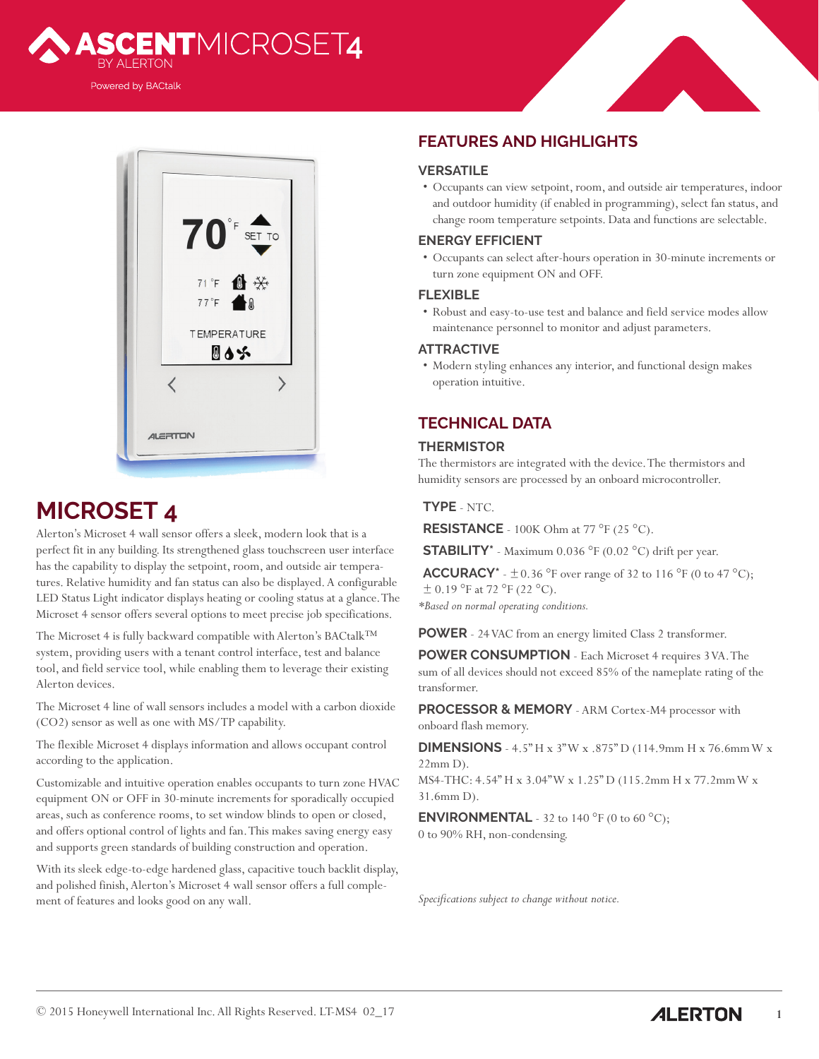# ASCENT MICROSET4

BY ALERTON

Powered by BACtalk

## MICROSET 4

Alerton's Microset 4 wall sensor offers a sleek, modern look that is a perfect fit in any building. Its strengthened glass touchscreen user interface has the capability to display the setpoint, room, and outside air temperatures. Relative humidity and fan status can also be displayed. A configurable LED Status Light indicator displays heating or cooling status at a glance. The Microset 4 sensor offers several options to meet precise job specifications.

The Microset 4 is fully backward compatible with Alerton's BACtalk™ system, providing users with a tenant control interface, test and balance tool, and field service tool, while enabling them to leverage their existing Alerton devices.

The Microset 4 line of wall sensors includes a model with a carbon dioxide ($CO_2$) sensor as well as one with MS/TP capability.

The flexible Microset 4 displays information and allows occupant control according to the application.

Customizable and intuitive operation enables occupants to turn zone HVAC equipment ON or OFF in 30-minute increments for sporadically occupied areas, such as conference rooms, to set window blinds to open or closed, and offers optional control of lights and fan. This makes saving energy easy and supports green standards of building construction and operation.

With its sleek edge-to-edge hardened glass, capacitive touch backlit display, and polished finish, Alerton's Microset 4 wall sensor offers a full complement of features and looks good on any wall.

## FEATURES AND HIGHLIGHTS

### VERSATILE

- Occupants can view setpoint, room, and outside air temperatures, indoor and outdoor humidity (if enabled in programming), select fan status, and change room temperature setpoints. Data and functions are selectable.

### ENERGY EFFICIENT

- Occupants can select after-hours operation in 30-minute increments or turn zone equipment ON and OFF.

### FLEXIBLE

- Robust and easy-to-use test and balance and field service modes allow maintenance personnel to monitor and adjust parameters.

### ATTRACTIVE

- Modern styling enhances any interior, and functional design makes operation intuitive.

## TECHNICAL DATA

### THERMISTOR

The thermistors are integrated with the device. The thermistors and humidity sensors are processed by an onboard microcontroller.

**TYPE** - NTC.

**RESISTANCE** - 100K Ohm at 77 °F (25 °C).

**STABILITY*** - Maximum 0.036 °F (0.02 °C) drift per year.

**ACCURACY*** - ± 0.36 °F over range of 32 to 116 °F (0 to 47 °C); ± 0.19 °F at 72 °F (22 °C).

*\*Based on normal operating conditions.*

**POWER** - 24 VAC from an energy limited Class 2 transformer.

**POWER CONSUMPTION** - Each Microset 4 requires 3 VA. The sum of all devices should not exceed 85% of the nameplate rating of the transformer.

**PROCESSOR & MEMORY** - ARM Cortex-M4 processor with onboard flash memory.

**DIMENSIONS** - 4.5" H x 3" W x .875" D (114.9mm H x 76.6mm W x 22mm D).
MS4-THC: 4.54" H x 3.04" W x 1.25" D (115.2mm H x 77.2mm W x 31.6mm D).

**ENVIRONMENTAL** - 32 to 140 °F (0 to 60 °C); 0 to 90% RH, non-condensing.

*Specifications subject to change without notice.*

© 2015 Honeywell International Inc. All Rights Reserved. LT-MS4 02_17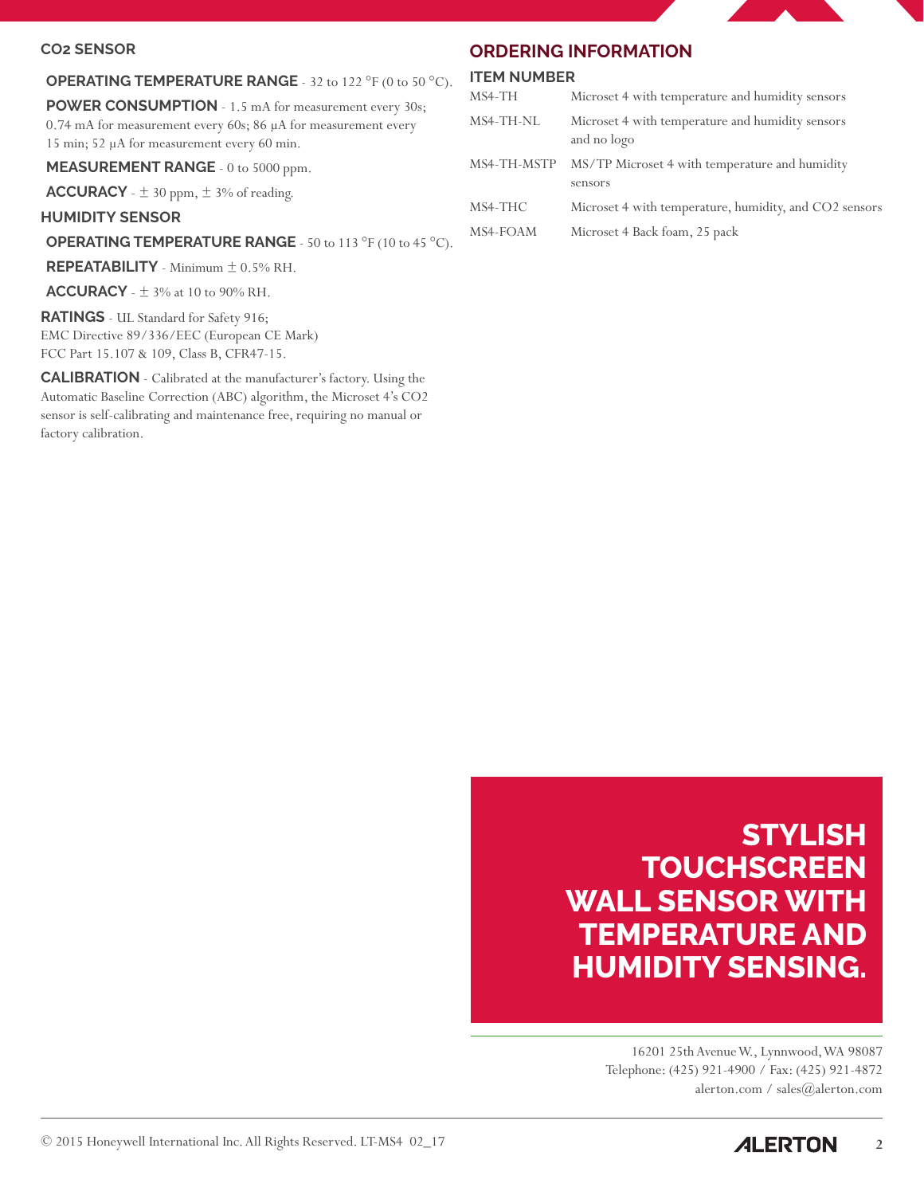### CO2 SENSOR

**OPERATING TEMPERATURE RANGE** - 32 to 122 °F (0 to 50 °C).

**POWER CONSUMPTION** - 1.5 mA for measurement every 30s; 0.74 mA for measurement every 60s; 86 µA for measurement every 15 min; 52 µA for measurement every 60 min.

**MEASUREMENT RANGE** - 0 to 5000 ppm.

**ACCURACY** - ± 30 ppm, ± 3% of reading.

### HUMIDITY SENSOR

**OPERATING TEMPERATURE RANGE** - 50 to 113 °F (10 to 45 °C).

**REPEATABILITY** - Minimum ± 0.5% RH.

**ACCURACY** - ± 3% at 10 to 90% RH.

**RATINGS** - UL Standard for Safety 916;
EMC Directive 89/336/EEC (European CE Mark)
FCC Part 15.107 & 109, Class B, CFR47-15.

**CALIBRATION** - Calibrated at the manufacturer's factory. Using the Automatic Baseline Correction (ABC) algorithm, the Microset 4's $CO_2$ sensor is self-calibrating and maintenance free, requiring no manual or factory calibration.

## ORDERING INFORMATION

### ITEM NUMBER

| | |
|---|---|
| MS4-TH | Microset 4 with temperature and humidity sensors |
| MS4-TH-NL | Microset 4 with temperature and humidity sensors and no logo |
| MS4-TH-MSTP | MS/TP Microset 4 with temperature and humidity sensors |
| MS4-THC | Microset 4 with temperature, humidity, and CO2 sensors |
| MS4-FOAM | Microset 4 Back foam, 25 pack |

**STYLISH TOUCHSCREEN WALL SENSOR WITH TEMPERATURE AND HUMIDITY SENSING.**

16201 25th Avenue W., Lynnwood, WA 98087
Telephone: (425) 921-4900 / Fax: (425) 921-4872
alerton.com / sales@alerton.com

© 2015 Honeywell International Inc. All Rights Reserved. LT-MS4 02_17

ALERTON